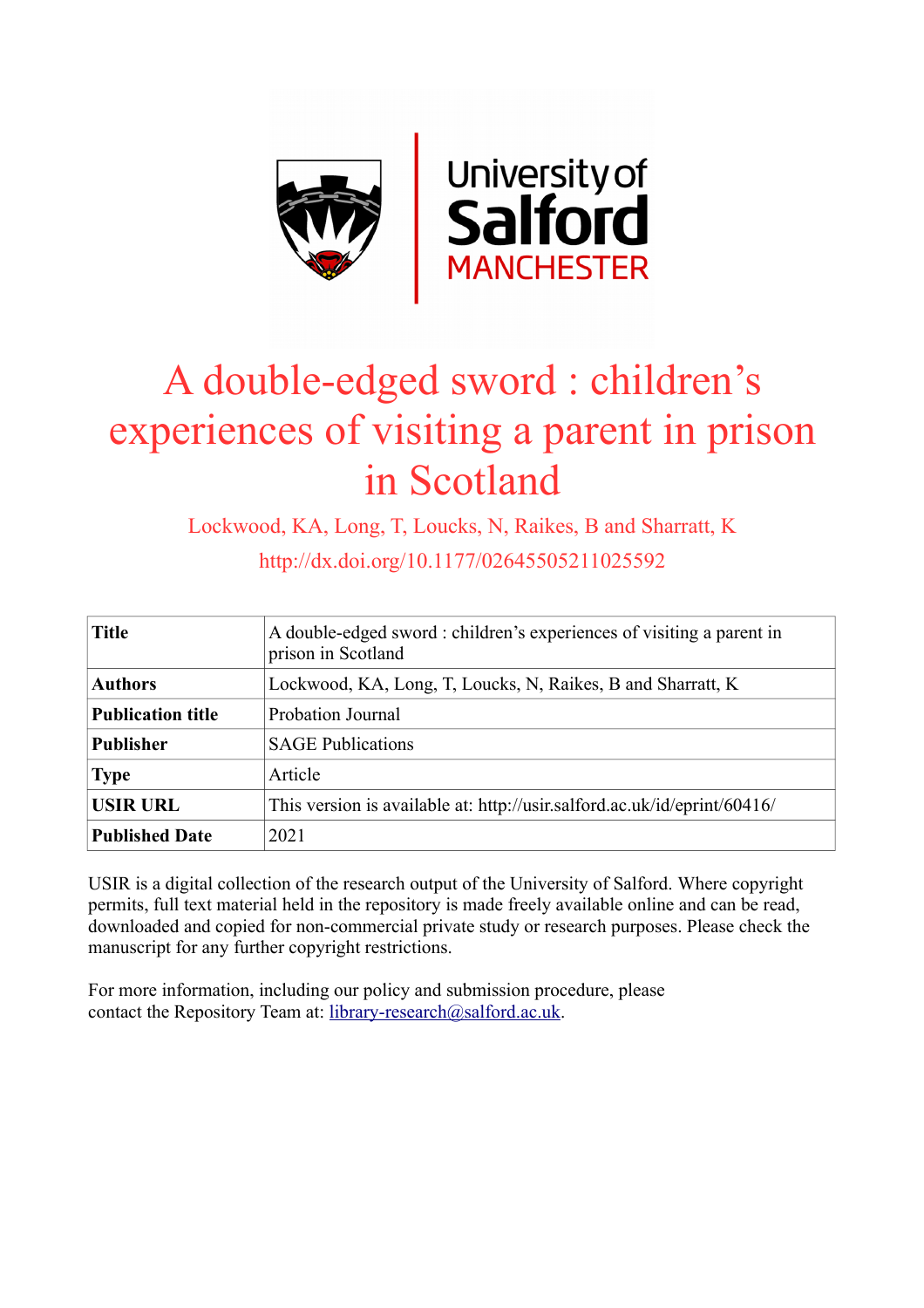# A double-edged sword : children's experiences of visiting a parent in prison in Scotland

Lockwood, KA, Long, T, Loucks, N, Raikes, B and Sharratt, K

http://dx.doi.org/10.1177/02645505211025592

| **Title** | A double-edged sword : children's experiences of visiting a parent in prison in Scotland |
|---|---|
| **Authors** | Lockwood, KA, Long, T, Loucks, N, Raikes, B and Sharratt, K |
| **Publication title** | Probation Journal |
| **Publisher** | SAGE Publications |
| **Type** | Article |
| **USIR URL** | This version is available at: http://usir.salford.ac.uk/id/eprint/60416/ |
| **Published Date** | 2021 |

USIR is a digital collection of the research output of the University of Salford. Where copyright permits, full text material held in the repository is made freely available online and can be read, downloaded and copied for non-commercial private study or research purposes. Please check the manuscript for any further copyright restrictions.

For more information, including our policy and submission procedure, please contact the Repository Team at: library-research@salford.ac.uk.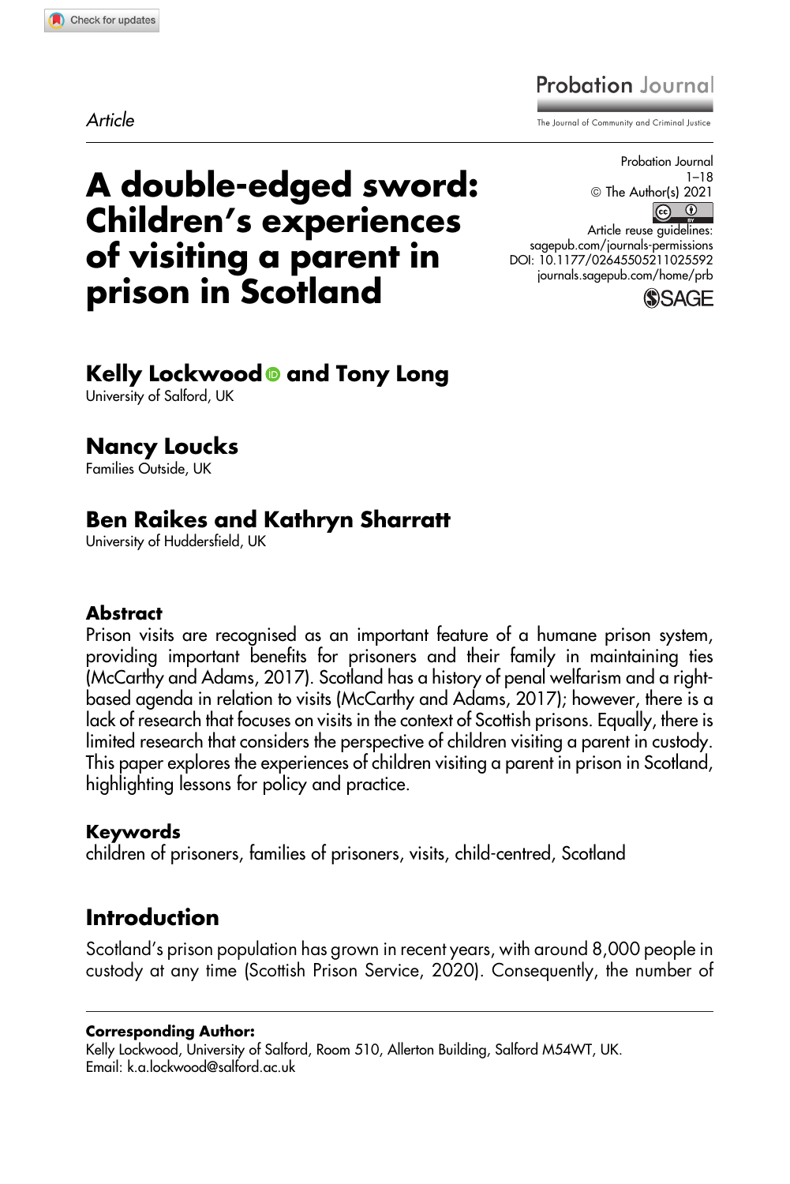Article

# A double-edged sword: Children's experiences of visiting a parent in prison in Scotland

**Kelly Lockwood and Tony Long**
University of Salford, UK

**Nancy Loucks**
Families Outside, UK

**Ben Raikes and Kathryn Sharratt**
University of Huddersfield, UK

## Abstract

Prison visits are recognised as an important feature of a humane prison system, providing important benefits for prisoners and their family in maintaining ties (McCarthy and Adams, 2017). Scotland has a history of penal welfarism and a right-based agenda in relation to visits (McCarthy and Adams, 2017); however, there is a lack of research that focuses on visits in the context of Scottish prisons. Equally, there is limited research that considers the perspective of children visiting a parent in custody. This paper explores the experiences of children visiting a parent in prison in Scotland, highlighting lessons for policy and practice.

## Keywords

children of prisoners, families of prisoners, visits, child-centred, Scotland

## Introduction

Scotland's prison population has grown in recent years, with around 8,000 people in custody at any time (Scottish Prison Service, 2020). Consequently, the number of

**Corresponding Author:**
Kelly Lockwood, University of Salford, Room 510, Allerton Building, Salford M54WT, UK.
Email: k.a.lockwood@salford.ac.uk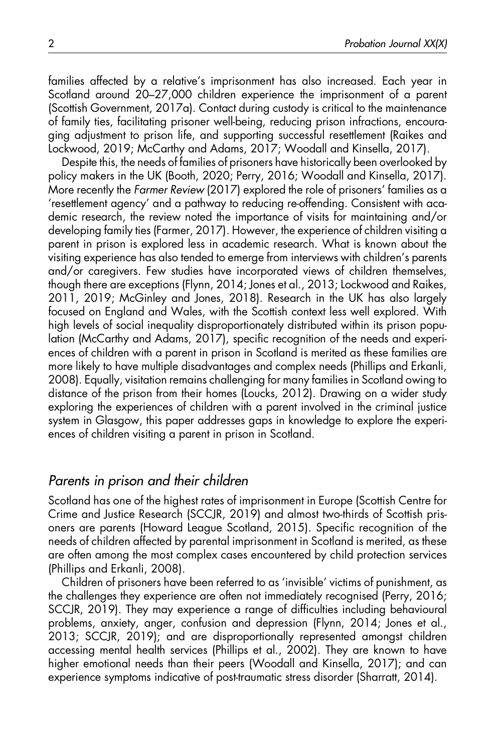families affected by a relative's imprisonment has also increased. Each year in Scotland around 20–27,000 children experience the imprisonment of a parent (Scottish Government, 2017a). Contact during custody is critical to the maintenance of family ties, facilitating prisoner well-being, reducing prison infractions, encouraging adjustment to prison life, and supporting successful resettlement (Raikes and Lockwood, 2019; McCarthy and Adams, 2017; Woodall and Kinsella, 2017).

Despite this, the needs of families of prisoners have historically been overlooked by policy makers in the UK (Booth, 2020; Perry, 2016; Woodall and Kinsella, 2017). More recently the *Farmer Review* (2017) explored the role of prisoners' families as a 'resettlement agency' and a pathway to reducing re-offending. Consistent with academic research, the review noted the importance of visits for maintaining and/or developing family ties (Farmer, 2017). However, the experience of children visiting a parent in prison is explored less in academic research. What is known about the visiting experience has also tended to emerge from interviews with children's parents and/or caregivers. Few studies have incorporated views of children themselves, though there are exceptions (Flynn, 2014; Jones et al., 2013; Lockwood and Raikes, 2011, 2019; McGinley and Jones, 2018). Research in the UK has also largely focused on England and Wales, with the Scottish context less well explored. With high levels of social inequality disproportionately distributed within its prison population (McCarthy and Adams, 2017), specific recognition of the needs and experiences of children with a parent in prison in Scotland is merited as these families are more likely to have multiple disadvantages and complex needs (Phillips and Erkanli, 2008). Equally, visitation remains challenging for many families in Scotland owing to distance of the prison from their homes (Loucks, 2012). Drawing on a wider study exploring the experiences of children with a parent involved in the criminal justice system in Glasgow, this paper addresses gaps in knowledge to explore the experiences of children visiting a parent in prison in Scotland.

## Parents in prison and their children

Scotland has one of the highest rates of imprisonment in Europe (Scottish Centre for Crime and Justice Research (SCCJR, 2019) and almost two-thirds of Scottish prisoners are parents (Howard League Scotland, 2015). Specific recognition of the needs of children affected by parental imprisonment in Scotland is merited, as these are often among the most complex cases encountered by child protection services (Phillips and Erkanli, 2008).

Children of prisoners have been referred to as 'invisible' victims of punishment, as the challenges they experience are often not immediately recognised (Perry, 2016; SCCJR, 2019). They may experience a range of difficulties including behavioural problems, anxiety, anger, confusion and depression (Flynn, 2014; Jones et al., 2013; SCCJR, 2019); and are disproportionally represented amongst children accessing mental health services (Phillips et al., 2002). They are known to have higher emotional needs than their peers (Woodall and Kinsella, 2017); and can experience symptoms indicative of post-traumatic stress disorder (Sharratt, 2014).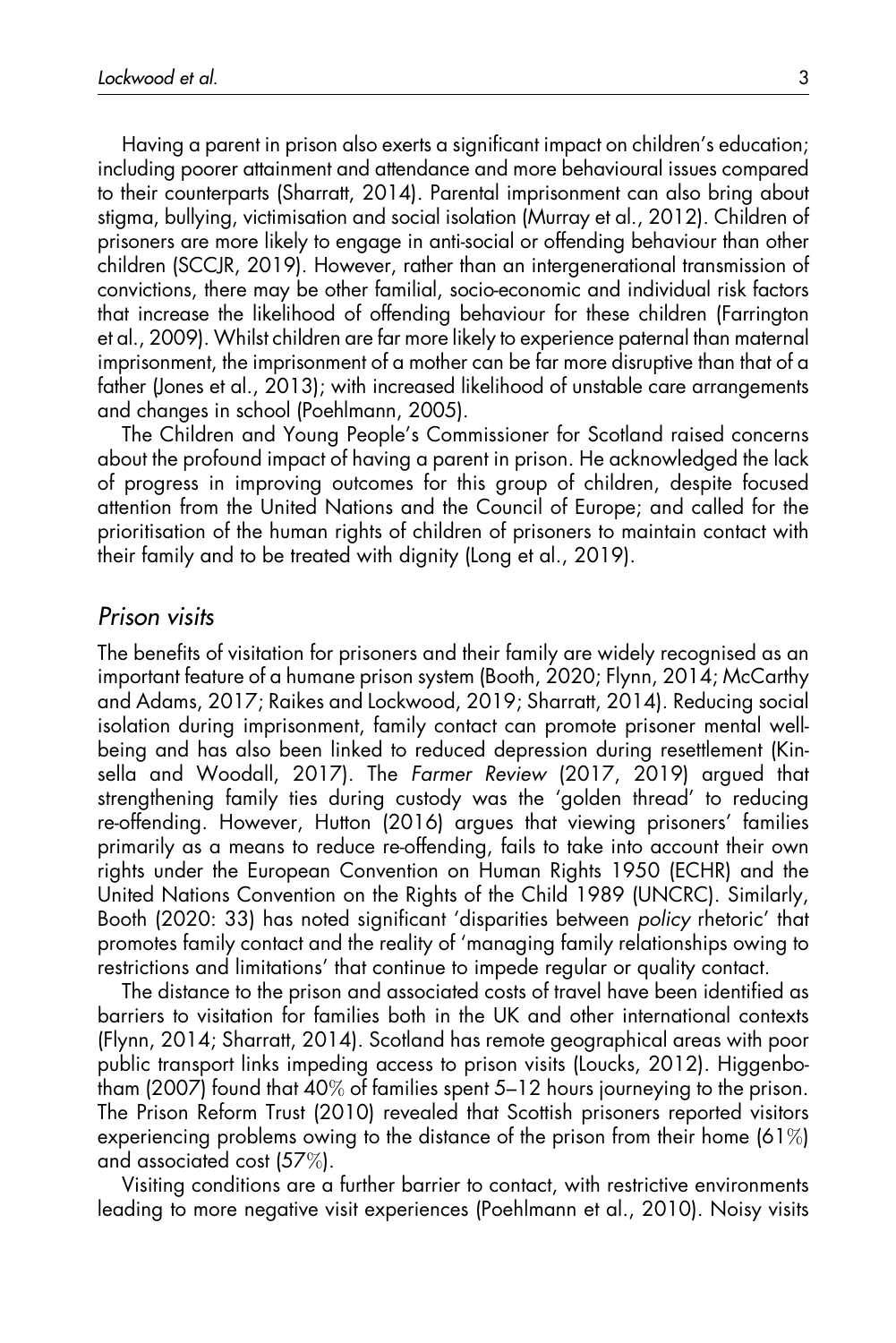Having a parent in prison also exerts a significant impact on children's education; including poorer attainment and attendance and more behavioural issues compared to their counterparts (Sharratt, 2014). Parental imprisonment can also bring about stigma, bullying, victimisation and social isolation (Murray et al., 2012). Children of prisoners are more likely to engage in anti-social or offending behaviour than other children (SCCJR, 2019). However, rather than an intergenerational transmission of convictions, there may be other familial, socio-economic and individual risk factors that increase the likelihood of offending behaviour for these children (Farrington et al., 2009). Whilst children are far more likely to experience paternal than maternal imprisonment, the imprisonment of a mother can be far more disruptive than that of a father (Jones et al., 2013); with increased likelihood of unstable care arrangements and changes in school (Poehlmann, 2005).

The Children and Young People's Commissioner for Scotland raised concerns about the profound impact of having a parent in prison. He acknowledged the lack of progress in improving outcomes for this group of children, despite focused attention from the United Nations and the Council of Europe; and called for the prioritisation of the human rights of children of prisoners to maintain contact with their family and to be treated with dignity (Long et al., 2019).

## *Prison visits*

The benefits of visitation for prisoners and their family are widely recognised as an important feature of a humane prison system (Booth, 2020; Flynn, 2014; McCarthy and Adams, 2017; Raikes and Lockwood, 2019; Sharratt, 2014). Reducing social isolation during imprisonment, family contact can promote prisoner mental well-being and has also been linked to reduced depression during resettlement (Kinsella and Woodall, 2017). The *Farmer Review* (2017, 2019) argued that strengthening family ties during custody was the 'golden thread' to reducing re-offending. However, Hutton (2016) argues that viewing prisoners' families primarily as a means to reduce re-offending, fails to take into account their own rights under the European Convention on Human Rights 1950 (ECHR) and the United Nations Convention on the Rights of the Child 1989 (UNCRC). Similarly, Booth (2020: 33) has noted significant 'disparities between *policy* rhetoric' that promotes family contact and the reality of 'managing family relationships owing to restrictions and limitations' that continue to impede regular or quality contact.

The distance to the prison and associated costs of travel have been identified as barriers to visitation for families both in the UK and other international contexts (Flynn, 2014; Sharratt, 2014). Scotland has remote geographical areas with poor public transport links impeding access to prison visits (Loucks, 2012). Higgenbotham (2007) found that 40% of families spent 5–12 hours journeying to the prison. The Prison Reform Trust (2010) revealed that Scottish prisoners reported visitors experiencing problems owing to the distance of the prison from their home (61%) and associated cost (57%).

Visiting conditions are a further barrier to contact, with restrictive environments leading to more negative visit experiences (Poehlmann et al., 2010). Noisy visits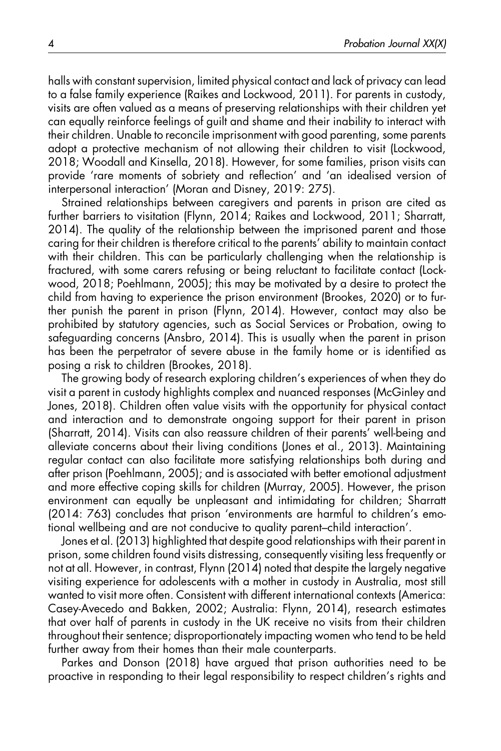halls with constant supervision, limited physical contact and lack of privacy can lead to a false family experience (Raikes and Lockwood, 2011). For parents in custody, visits are often valued as a means of preserving relationships with their children yet can equally reinforce feelings of guilt and shame and their inability to interact with their children. Unable to reconcile imprisonment with good parenting, some parents adopt a protective mechanism of not allowing their children to visit (Lockwood, 2018; Woodall and Kinsella, 2018). However, for some families, prison visits can provide 'rare moments of sobriety and reflection' and 'an idealised version of interpersonal interaction' (Moran and Disney, 2019: 275).

Strained relationships between caregivers and parents in prison are cited as further barriers to visitation (Flynn, 2014; Raikes and Lockwood, 2011; Sharratt, 2014). The quality of the relationship between the imprisoned parent and those caring for their children is therefore critical to the parents' ability to maintain contact with their children. This can be particularly challenging when the relationship is fractured, with some carers refusing or being reluctant to facilitate contact (Lockwood, 2018; Poehlmann, 2005); this may be motivated by a desire to protect the child from having to experience the prison environment (Brookes, 2020) or to further punish the parent in prison (Flynn, 2014). However, contact may also be prohibited by statutory agencies, such as Social Services or Probation, owing to safeguarding concerns (Ansbro, 2014). This is usually when the parent in prison has been the perpetrator of severe abuse in the family home or is identified as posing a risk to children (Brookes, 2018).

The growing body of research exploring children's experiences of when they do visit a parent in custody highlights complex and nuanced responses (McGinley and Jones, 2018). Children often value visits with the opportunity for physical contact and interaction and to demonstrate ongoing support for their parent in prison (Sharratt, 2014). Visits can also reassure children of their parents' well-being and alleviate concerns about their living conditions (Jones et al., 2013). Maintaining regular contact can also facilitate more satisfying relationships both during and after prison (Poehlmann, 2005); and is associated with better emotional adjustment and more effective coping skills for children (Murray, 2005). However, the prison environment can equally be unpleasant and intimidating for children; Sharratt (2014: 763) concludes that prison 'environments are harmful to children's emotional wellbeing and are not conducive to quality parent–child interaction'.

Jones et al. (2013) highlighted that despite good relationships with their parent in prison, some children found visits distressing, consequently visiting less frequently or not at all. However, in contrast, Flynn (2014) noted that despite the largely negative visiting experience for adolescents with a mother in custody in Australia, most still wanted to visit more often. Consistent with different international contexts (America: Casey-Avecedo and Bakken, 2002; Australia: Flynn, 2014), research estimates that over half of parents in custody in the UK receive no visits from their children throughout their sentence; disproportionately impacting women who tend to be held further away from their homes than their male counterparts.

Parkes and Donson (2018) have argued that prison authorities need to be proactive in responding to their legal responsibility to respect children's rights and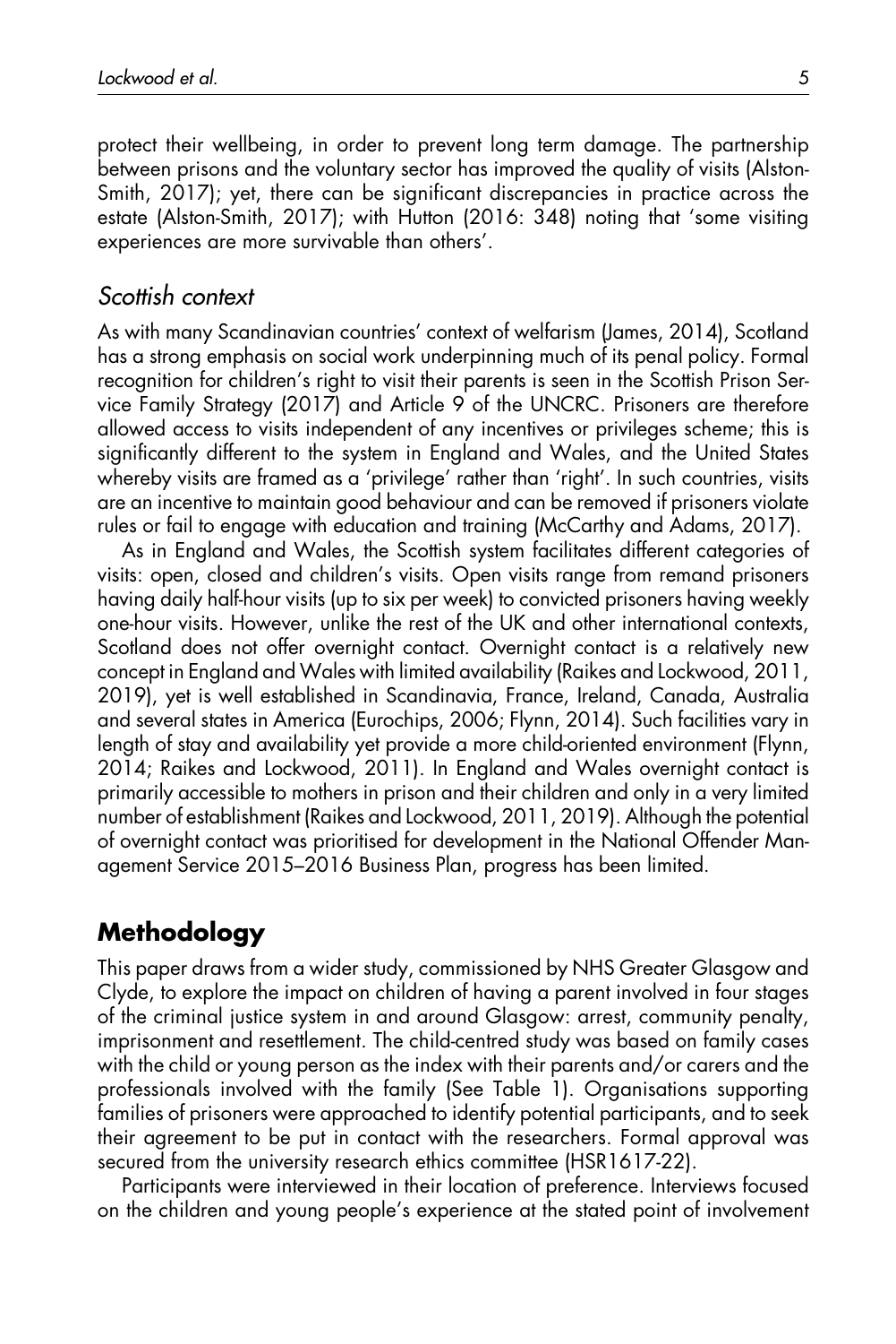protect their wellbeing, in order to prevent long term damage. The partnership between prisons and the voluntary sector has improved the quality of visits (Alston-Smith, 2017); yet, there can be significant discrepancies in practice across the estate (Alston-Smith, 2017); with Hutton (2016: 348) noting that 'some visiting experiences are more survivable than others'.

### *Scottish context*

As with many Scandinavian countries' context of welfarism (James, 2014), Scotland has a strong emphasis on social work underpinning much of its penal policy. Formal recognition for children's right to visit their parents is seen in the Scottish Prison Service Family Strategy (2017) and Article 9 of the UNCRC. Prisoners are therefore allowed access to visits independent of any incentives or privileges scheme; this is significantly different to the system in England and Wales, and the United States whereby visits are framed as a 'privilege' rather than 'right'. In such countries, visits are an incentive to maintain good behaviour and can be removed if prisoners violate rules or fail to engage with education and training (McCarthy and Adams, 2017).

As in England and Wales, the Scottish system facilitates different categories of visits: open, closed and children's visits. Open visits range from remand prisoners having daily half-hour visits (up to six per week) to convicted prisoners having weekly one-hour visits. However, unlike the rest of the UK and other international contexts, Scotland does not offer overnight contact. Overnight contact is a relatively new concept in England and Wales with limited availability (Raikes and Lockwood, 2011, 2019), yet is well established in Scandinavia, France, Ireland, Canada, Australia and several states in America (Eurochips, 2006; Flynn, 2014). Such facilities vary in length of stay and availability yet provide a more child-oriented environment (Flynn, 2014; Raikes and Lockwood, 2011). In England and Wales overnight contact is primarily accessible to mothers in prison and their children and only in a very limited number of establishment (Raikes and Lockwood, 2011, 2019). Although the potential of overnight contact was prioritised for development in the National Offender Management Service 2015–2016 Business Plan, progress has been limited.

## **Methodology**

This paper draws from a wider study, commissioned by NHS Greater Glasgow and Clyde, to explore the impact on children of having a parent involved in four stages of the criminal justice system in and around Glasgow: arrest, community penalty, imprisonment and resettlement. The child-centred study was based on family cases with the child or young person as the index with their parents and/or carers and the professionals involved with the family (See Table 1). Organisations supporting families of prisoners were approached to identify potential participants, and to seek their agreement to be put in contact with the researchers. Formal approval was secured from the university research ethics committee (HSR1617-22).

Participants were interviewed in their location of preference. Interviews focused on the children and young people's experience at the stated point of involvement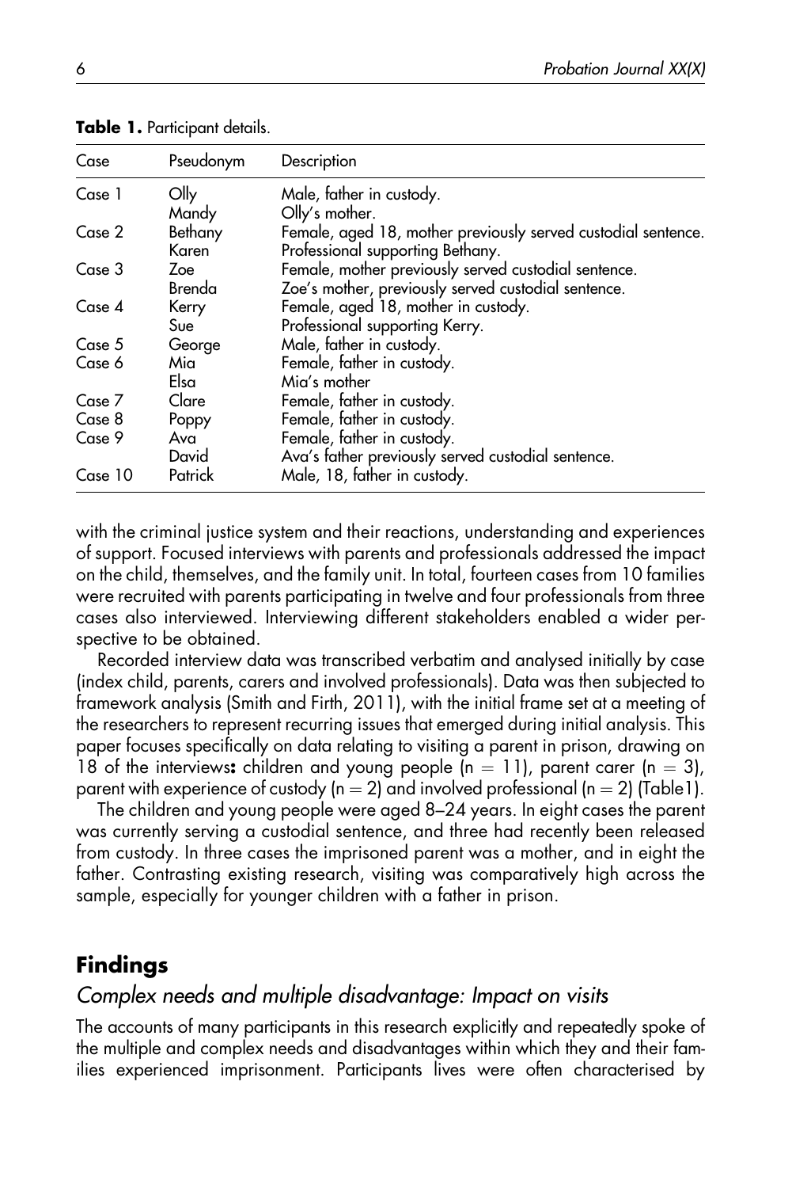**Table 1.** Participant details.

| Case | Pseudonym | Description |
|---|---|---|
| Case 1 | Olly | Male, father in custody. |
| | Mandy | Olly's mother. |
| Case 2 | Bethany | Female, aged 18, mother previously served custodial sentence. |
| | Karen | Professional supporting Bethany. |
| Case 3 | Zoe | Female, mother previously served custodial sentence. |
| | Brenda | Zoe's mother, previously served custodial sentence. |
| Case 4 | Kerry | Female, aged 18, mother in custody. |
| | Sue | Professional supporting Kerry. |
| Case 5 | George | Male, father in custody. |
| Case 6 | Mia | Female, father in custody. |
| | Elsa | Mia's mother |
| Case 7 | Clare | Female, father in custody. |
| Case 8 | Poppy | Female, father in custody. |
| Case 9 | Ava | Female, father in custody. |
| | David | Ava's father previously served custodial sentence. |
| Case 10 | Patrick | Male, 18, father in custody. |

with the criminal justice system and their reactions, understanding and experiences of support. Focused interviews with parents and professionals addressed the impact on the child, themselves, and the family unit. In total, fourteen cases from 10 families were recruited with parents participating in twelve and four professionals from three cases also interviewed. Interviewing different stakeholders enabled a wider perspective to be obtained.

Recorded interview data was transcribed verbatim and analysed initially by case (index child, parents, carers and involved professionals). Data was then subjected to framework analysis (Smith and Firth, 2011), with the initial frame set at a meeting of the researchers to represent recurring issues that emerged during initial analysis. This paper focuses specifically on data relating to visiting a parent in prison, drawing on 18 of the interviews**:** children and young people ($n = 11$), parent carer ($n = 3$), parent with experience of custody ($n = 2$) and involved professional ($n = 2$) (Table1).

The children and young people were aged 8–24 years. In eight cases the parent was currently serving a custodial sentence, and three had recently been released from custody. In three cases the imprisoned parent was a mother, and in eight the father. Contrasting existing research, visiting was comparatively high across the sample, especially for younger children with a father in prison.

## Findings

### *Complex needs and multiple disadvantage: Impact on visits*

The accounts of many participants in this research explicitly and repeatedly spoke of the multiple and complex needs and disadvantages within which they and their families experienced imprisonment. Participants lives were often characterised by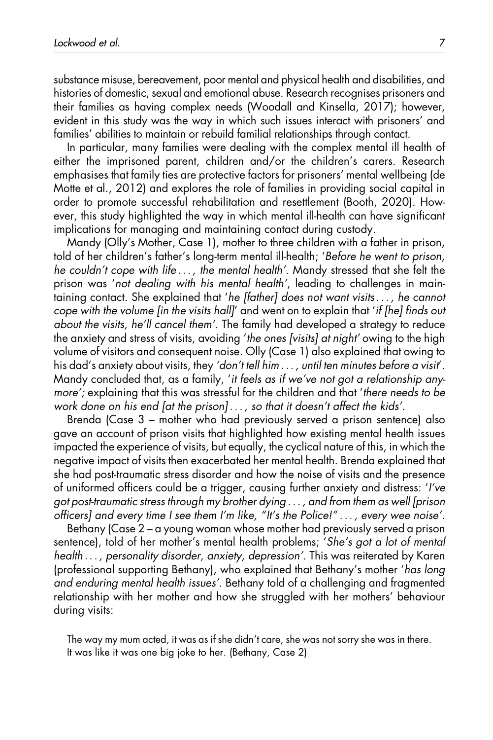substance misuse, bereavement, poor mental and physical health and disabilities, and histories of domestic, sexual and emotional abuse. Research recognises prisoners and their families as having complex needs (Woodall and Kinsella, 2017); however, evident in this study was the way in which such issues interact with prisoners' and families' abilities to maintain or rebuild familial relationships through contact.

In particular, many families were dealing with the complex mental ill health of either the imprisoned parent, children and/or the children's carers. Research emphasises that family ties are protective factors for prisoners' mental wellbeing (de Motte et al., 2012) and explores the role of families in providing social capital in order to promote successful rehabilitation and resettlement (Booth, 2020). However, this study highlighted the way in which mental ill-health can have significant implications for managing and maintaining contact during custody.

Mandy (Olly's Mother, Case 1), mother to three children with a father in prison, told of her children's father's long-term mental ill-health; '*Before he went to prison, he couldn't cope with life . . . , the mental health*'. Mandy stressed that she felt the prison was '*not dealing with his mental health*', leading to challenges in maintaining contact. She explained that '*he [father] does not want visits . . . , he cannot cope with the volume [in the visits hall]*' and went on to explain that '*if [he] finds out about the visits, he'll cancel them*'. The family had developed a strategy to reduce the anxiety and stress of visits, avoiding '*the ones [visits] at night*' owing to the high volume of visitors and consequent noise. Olly (Case 1) also explained that owing to his dad's anxiety about visits, they *'don't tell him . . . , until ten minutes before a visit*'. Mandy concluded that, as a family, '*it feels as if we've not got a relationship anymore'*; explaining that this was stressful for the children and that '*there needs to be work done on his end [at the prison] . . . , so that it doesn't affect the kids*'.

Brenda (Case 3 – mother who had previously served a prison sentence) also gave an account of prison visits that highlighted how existing mental health issues impacted the experience of visits, but equally, the cyclical nature of this, in which the negative impact of visits then exacerbated her mental health. Brenda explained that she had post-traumatic stress disorder and how the noise of visits and the presence of uniformed officers could be a trigger, causing further anxiety and distress: '*I've got post-traumatic stress through my brother dying . . . , and from them as well [prison officers] and every time I see them I'm like, "It's the Police!" . . . , every wee noise*'.

Bethany (Case 2 – a young woman whose mother had previously served a prison sentence), told of her mother's mental health problems; '*She's got a lot of mental health . . . , personality disorder, anxiety, depression*'. This was reiterated by Karen (professional supporting Bethany), who explained that Bethany's mother '*has long and enduring mental health issues*'. Bethany told of a challenging and fragmented relationship with her mother and how she struggled with her mothers' behaviour during visits:

> The way my mum acted, it was as if she didn't care, she was not sorry she was in there. It was like it was one big joke to her. (Bethany, Case 2)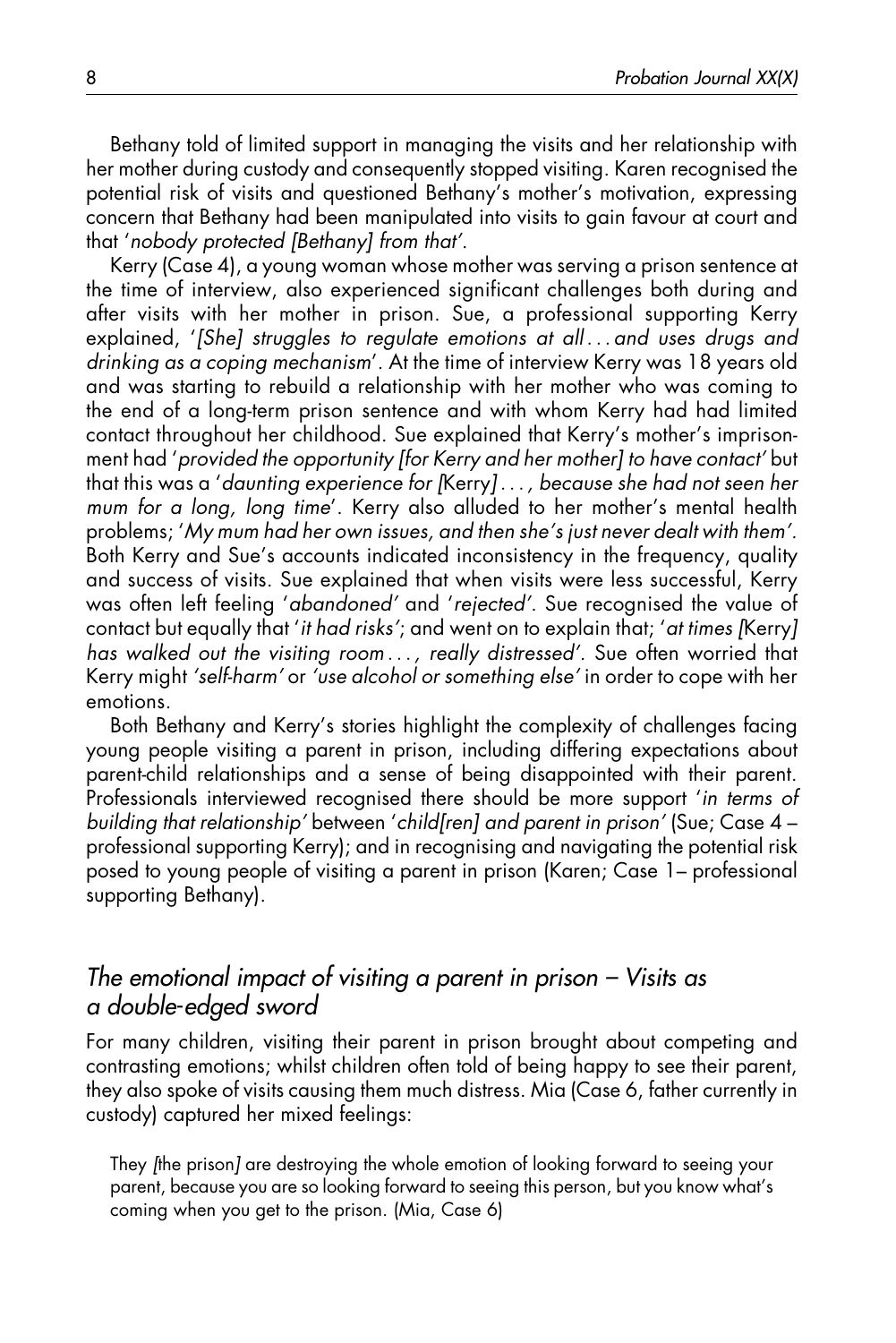Bethany told of limited support in managing the visits and her relationship with her mother during custody and consequently stopped visiting. Karen recognised the potential risk of visits and questioned Bethany's mother's motivation, expressing concern that Bethany had been manipulated into visits to gain favour at court and that '*nobody protected [Bethany] from that*'.

Kerry (Case 4), a young woman whose mother was serving a prison sentence at the time of interview, also experienced significant challenges both during and after visits with her mother in prison. Sue, a professional supporting Kerry explained, '*[She] struggles to regulate emotions at all . . . and uses drugs and drinking as a coping mechanism*'. At the time of interview Kerry was 18 years old and was starting to rebuild a relationship with her mother who was coming to the end of a long-term prison sentence and with whom Kerry had had limited contact throughout her childhood. Sue explained that Kerry's mother's imprisonment had '*provided the opportunity [for Kerry and her mother] to have contact*' but that this was a '*daunting experience for [*Kerry*] . . . , because she had not seen her mum for a long, long time*'. Kerry also alluded to her mother's mental health problems; '*My mum had her own issues, and then she's just never dealt with them'.* Both Kerry and Sue's accounts indicated inconsistency in the frequency, quality and success of visits. Sue explained that when visits were less successful, Kerry was often left feeling '*abandoned*' and '*rejected*'. Sue recognised the value of contact but equally that '*it had risks*'; and went on to explain that; '*at times [*Kerry*] has walked out the visiting room . . . , really distressed'.* Sue often worried that Kerry might *'self-harm'* or *'use alcohol or something else'* in order to cope with her emotions.

Both Bethany and Kerry's stories highlight the complexity of challenges facing young people visiting a parent in prison, including differing expectations about parent-child relationships and a sense of being disappointed with their parent. Professionals interviewed recognised there should be more support '*in terms of building that relationship*' between '*child[ren] and parent in prison*' (Sue; Case 4 – professional supporting Kerry); and in recognising and navigating the potential risk posed to young people of visiting a parent in prison (Karen; Case 1– professional supporting Bethany).

## *The emotional impact of visiting a parent in prison – Visits as a double-edged sword*

For many children, visiting their parent in prison brought about competing and contrasting emotions; whilst children often told of being happy to see their parent, they also spoke of visits causing them much distress. Mia (Case 6, father currently in custody) captured her mixed feelings:

> They *[*the prison*]* are destroying the whole emotion of looking forward to seeing your parent, because you are so looking forward to seeing this person, but you know what's coming when you get to the prison. (Mia, Case 6)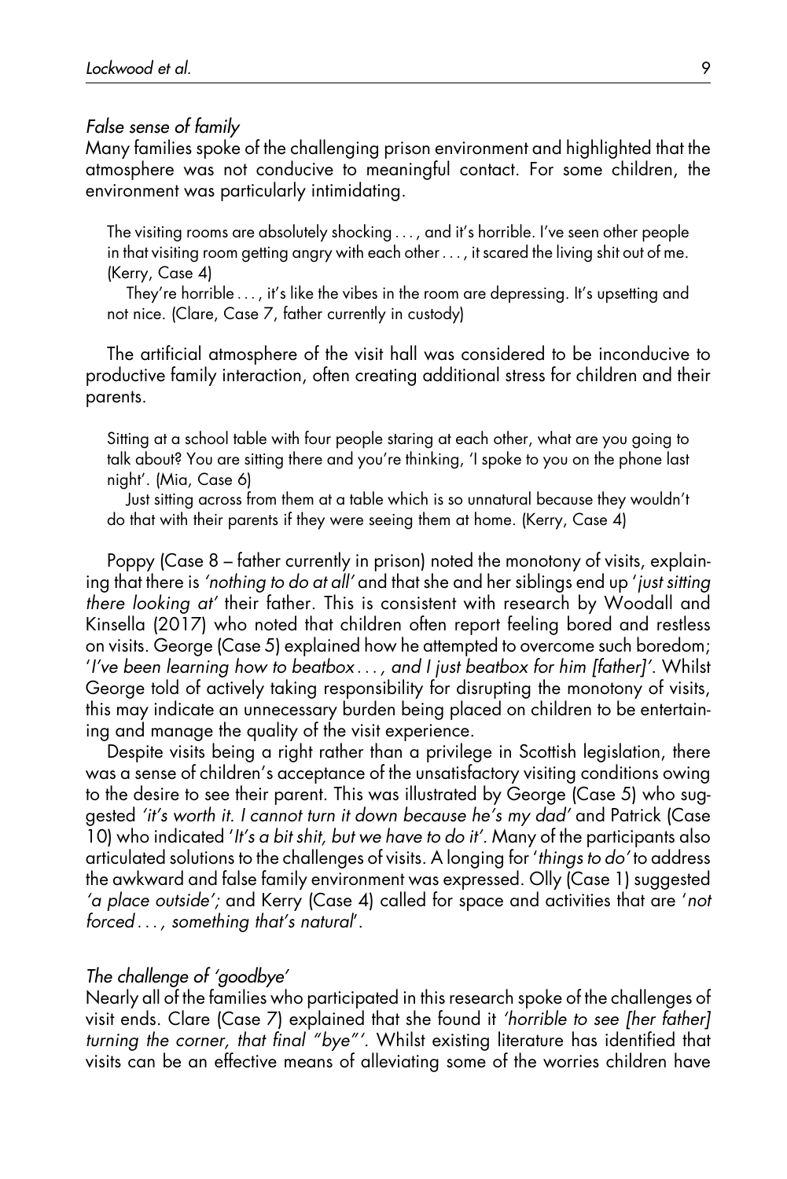### *False sense of family*

Many families spoke of the challenging prison environment and highlighted that the atmosphere was not conducive to meaningful contact. For some children, the environment was particularly intimidating.

> The visiting rooms are absolutely shocking . . . , and it's horrible. I've seen other people in that visiting room getting angry with each other . . . , it scared the living shit out of me. (Kerry, Case 4)
>
> They're horrible . . . , it's like the vibes in the room are depressing. It's upsetting and not nice. (Clare, Case 7, father currently in custody)

The artificial atmosphere of the visit hall was considered to be inconducive to productive family interaction, often creating additional stress for children and their parents.

> Sitting at a school table with four people staring at each other, what are you going to talk about? You are sitting there and you're thinking, 'I spoke to you on the phone last night'. (Mia, Case 6)
>
> Just sitting across from them at a table which is so unnatural because they wouldn't do that with their parents if they were seeing them at home. (Kerry, Case 4)

Poppy (Case 8 – father currently in prison) noted the monotony of visits, explaining that there is *'nothing to do at all'* and that she and her siblings end up '*just sitting there looking at'* their father. This is consistent with research by Woodall and Kinsella (2017) who noted that children often report feeling bored and restless on visits. George (Case 5) explained how he attempted to overcome such boredom; '*I've been learning how to beatbox . . . , and I just beatbox for him [father]'*. Whilst George told of actively taking responsibility for disrupting the monotony of visits, this may indicate an unnecessary burden being placed on children to be entertaining and manage the quality of the visit experience.

Despite visits being a right rather than a privilege in Scottish legislation, there was a sense of children's acceptance of the unsatisfactory visiting conditions owing to the desire to see their parent. This was illustrated by George (Case 5) who suggested *'it's worth it. I cannot turn it down because he's my dad'* and Patrick (Case 10) who indicated '*It's a bit shit, but we have to do it'*. Many of the participants also articulated solutions to the challenges of visits. A longing for '*things to do'* to address the awkward and false family environment was expressed. Olly (Case 1) suggested *'a place outside';* and Kerry (Case 4) called for space and activities that are '*not forced . . . , something that's natural*'.

### *The challenge of 'goodbye'*

Nearly all of the families who participated in this research spoke of the challenges of visit ends. Clare (Case 7) explained that she found it *'horrible to see [her father] turning the corner, that final "bye"'.* Whilst existing literature has identified that visits can be an effective means of alleviating some of the worries children have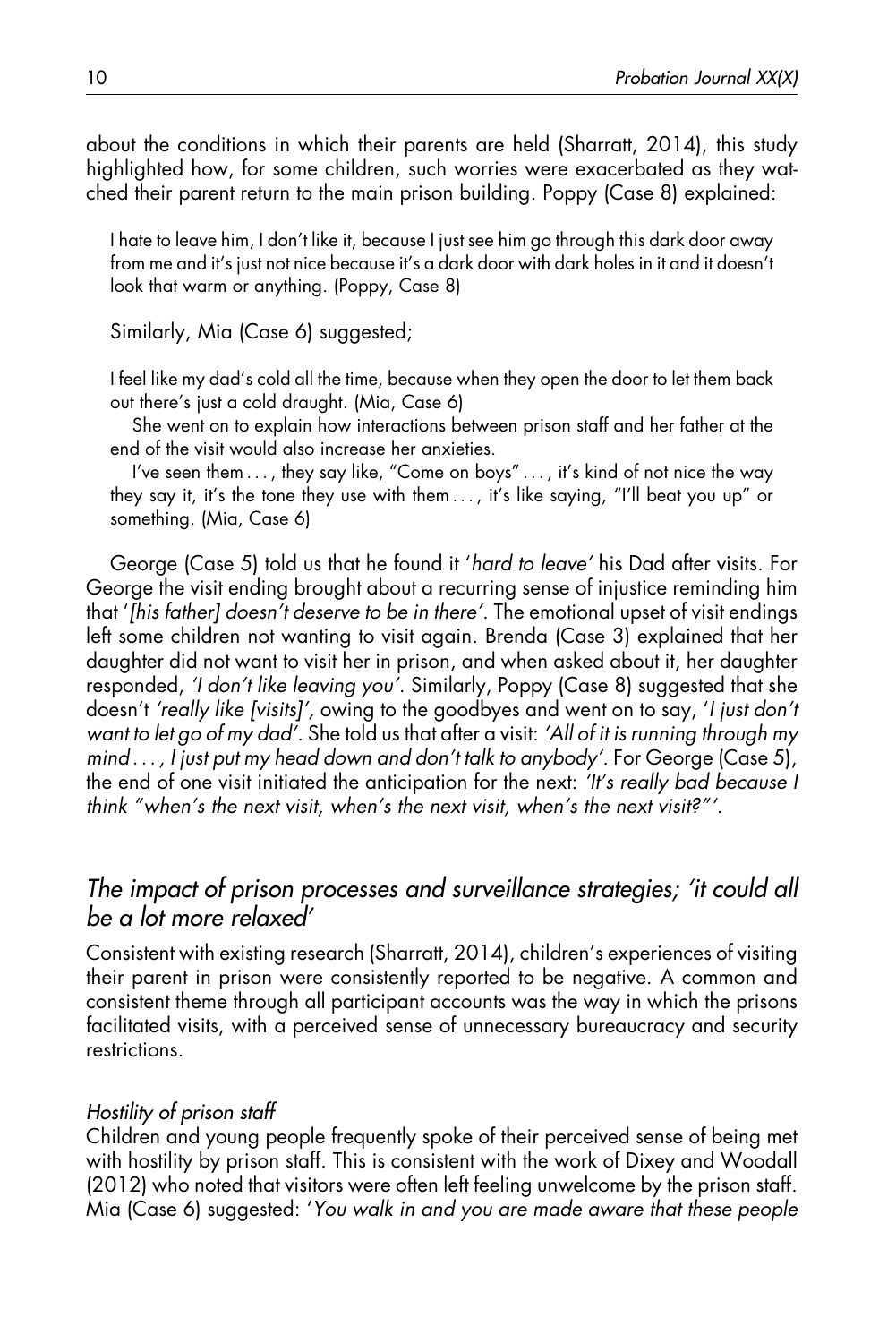about the conditions in which their parents are held (Sharratt, 2014), this study highlighted how, for some children, such worries were exacerbated as they watched their parent return to the main prison building. Poppy (Case 8) explained:

> I hate to leave him, I don't like it, because I just see him go through this dark door away from me and it's just not nice because it's a dark door with dark holes in it and it doesn't look that warm or anything. (Poppy, Case 8)

Similarly, Mia (Case 6) suggested;

> I feel like my dad's cold all the time, because when they open the door to let them back out there's just a cold draught. (Mia, Case 6)
>
> She went on to explain how interactions between prison staff and her father at the end of the visit would also increase her anxieties.
>
> I've seen them . . . , they say like, "Come on boys" . . . , it's kind of not nice the way they say it, it's the tone they use with them . . . , it's like saying, "I'll beat you up" or something. (Mia, Case 6)

George (Case 5) told us that he found it '*hard to leave*' his Dad after visits. For George the visit ending brought about a recurring sense of injustice reminding him that '*[his father] doesn't deserve to be in there*'. The emotional upset of visit endings left some children not wanting to visit again. Brenda (Case 3) explained that her daughter did not want to visit her in prison, and when asked about it, her daughter responded, *'I don't like leaving you'*. Similarly, Poppy (Case 8) suggested that she doesn't *'really like [visits]',* owing to the goodbyes and went on to say, '*I just don't want to let go of my dad'*. She told us that after a visit: *'All of it is running through my mind . . . , I just put my head down and don't talk to anybody'*. For George (Case 5), the end of one visit initiated the anticipation for the next: *'It's really bad because I think "when's the next visit, when's the next visit, when's the next visit?"'*.

## *The impact of prison processes and surveillance strategies; 'it could all be a lot more relaxed'*

Consistent with existing research (Sharratt, 2014), children's experiences of visiting their parent in prison were consistently reported to be negative. A common and consistent theme through all participant accounts was the way in which the prisons facilitated visits, with a perceived sense of unnecessary bureaucracy and security restrictions.

### *Hostility of prison staff*

Children and young people frequently spoke of their perceived sense of being met with hostility by prison staff. This is consistent with the work of Dixey and Woodall (2012) who noted that visitors were often left feeling unwelcome by the prison staff. Mia (Case 6) suggested: '*You walk in and you are made aware that these people*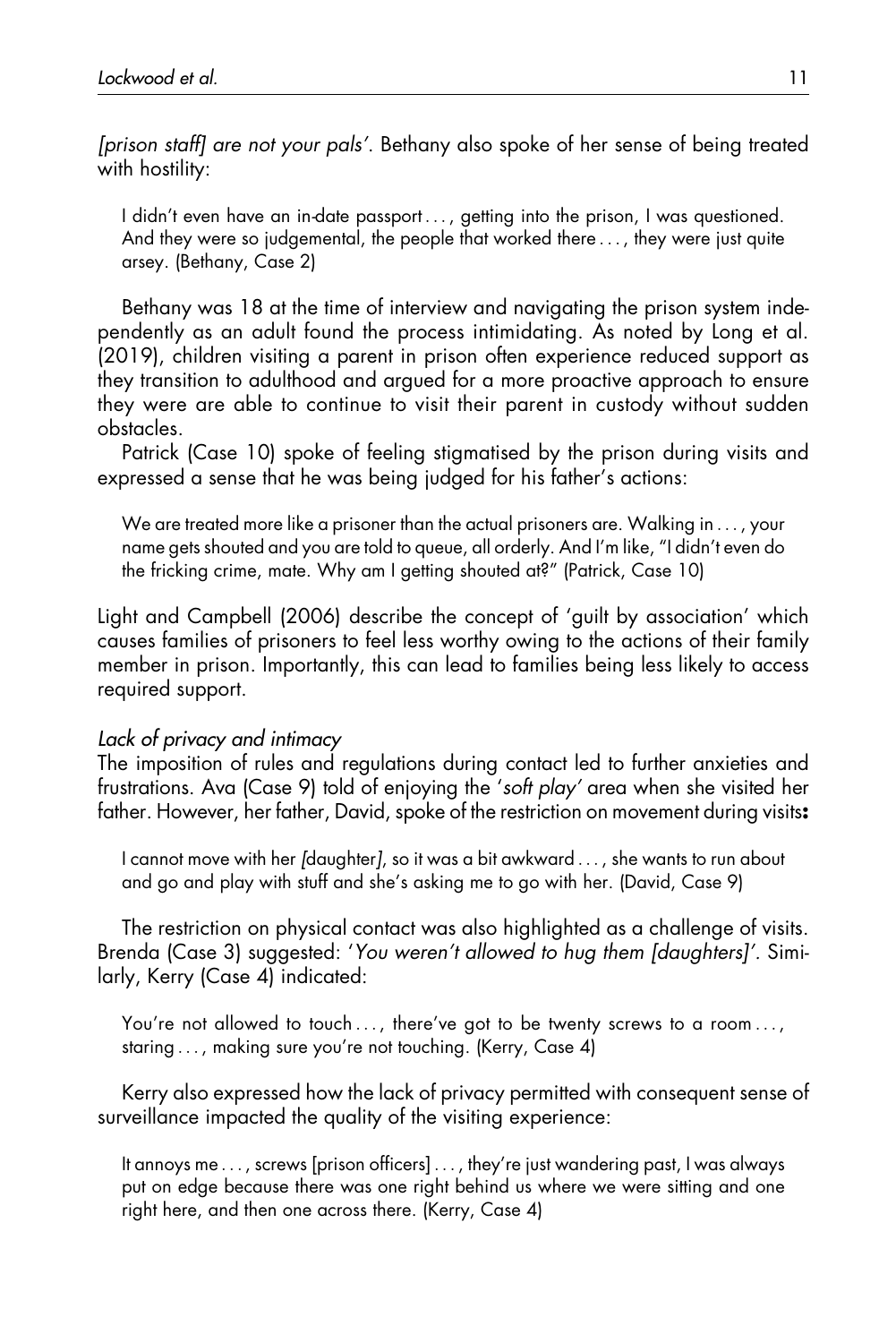*[prison staff] are not your pals'*. Bethany also spoke of her sense of being treated with hostility:

> I didn't even have an in-date passport . . . , getting into the prison, I was questioned. And they were so judgemental, the people that worked there . . . , they were just quite arsey. (Bethany, Case 2)

Bethany was 18 at the time of interview and navigating the prison system independently as an adult found the process intimidating. As noted by Long et al. (2019), children visiting a parent in prison often experience reduced support as they transition to adulthood and argued for a more proactive approach to ensure they were are able to continue to visit their parent in custody without sudden obstacles.

Patrick (Case 10) spoke of feeling stigmatised by the prison during visits and expressed a sense that he was being judged for his father's actions:

> We are treated more like a prisoner than the actual prisoners are. Walking in . . . , your name gets shouted and you are told to queue, all orderly. And I'm like, "I didn't even do the fricking crime, mate. Why am I getting shouted at?" (Patrick, Case 10)

Light and Campbell (2006) describe the concept of 'guilt by association' which causes families of prisoners to feel less worthy owing to the actions of their family member in prison. Importantly, this can lead to families being less likely to access required support.

### *Lack of privacy and intimacy*

The imposition of rules and regulations during contact led to further anxieties and frustrations. Ava (Case 9) told of enjoying the '*soft play*' area when she visited her father. However, her father, David, spoke of the restriction on movement during visits**:**

> I cannot move with her *[*daughter*]*, so it was a bit awkward . . . , she wants to run about and go and play with stuff and she's asking me to go with her. (David, Case 9)

The restriction on physical contact was also highlighted as a challenge of visits. Brenda (Case 3) suggested: '*You weren't allowed to hug them [daughters]'*. Similarly, Kerry (Case 4) indicated:

> You're not allowed to touch . . . , there've got to be twenty screws to a room . . . , staring . . . , making sure you're not touching. (Kerry, Case 4)

Kerry also expressed how the lack of privacy permitted with consequent sense of surveillance impacted the quality of the visiting experience:

> It annoys me . . . , screws [prison officers] . . . , they're just wandering past, I was always put on edge because there was one right behind us where we were sitting and one right here, and then one across there. (Kerry, Case 4)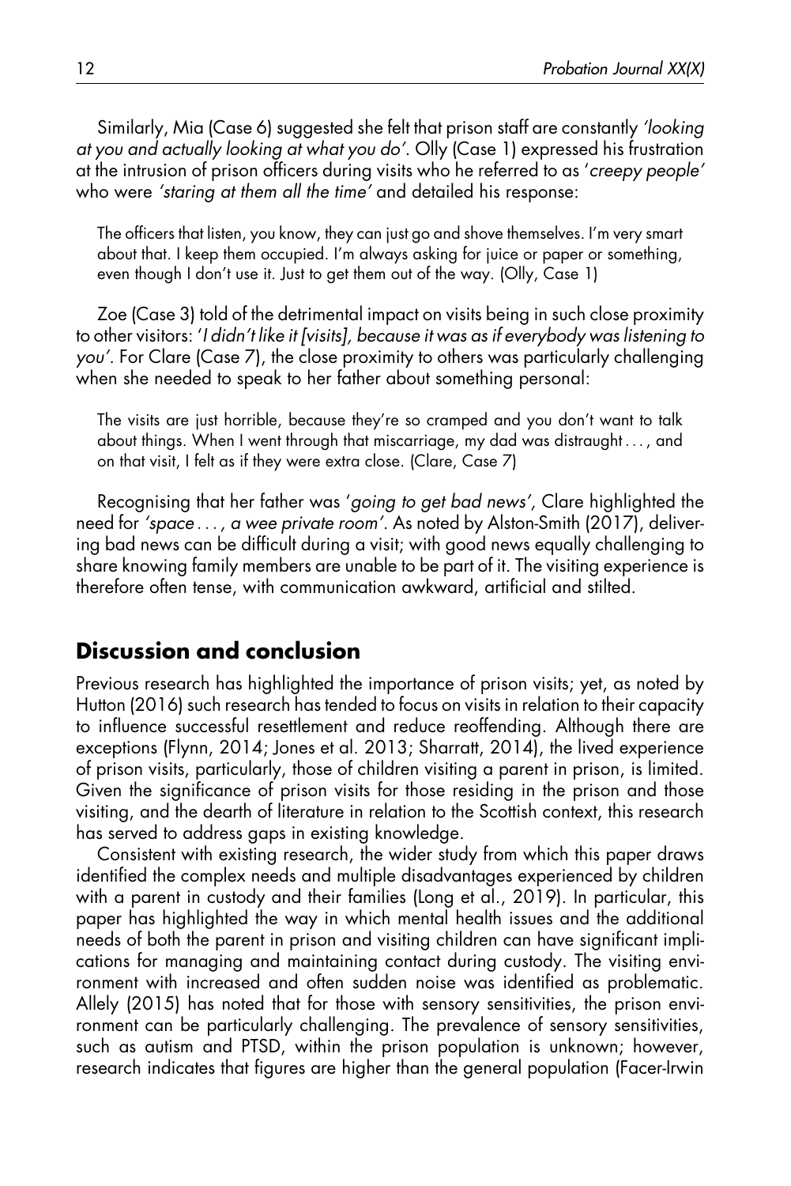Similarly, Mia (Case 6) suggested she felt that prison staff are constantly *'looking at you and actually looking at what you do'*. Olly (Case 1) expressed his frustration at the intrusion of prison officers during visits who he referred to as '*creepy people'* who were *'staring at them all the time'* and detailed his response:

> The officers that listen, you know, they can just go and shove themselves. I'm very smart about that. I keep them occupied. I'm always asking for juice or paper or something, even though I don't use it. Just to get them out of the way. (Olly, Case 1)

Zoe (Case 3) told of the detrimental impact on visits being in such close proximity to other visitors: '*I didn't like it [visits], because it was as if everybody was listening to you'*. For Clare (Case 7), the close proximity to others was particularly challenging when she needed to speak to her father about something personal:

> The visits are just horrible, because they're so cramped and you don't want to talk about things. When I went through that miscarriage, my dad was distraught . . . , and on that visit, I felt as if they were extra close. (Clare, Case 7)

Recognising that her father was '*going to get bad news',* Clare highlighted the need for *'space . . . , a wee private room'*. As noted by Alston-Smith (2017), delivering bad news can be difficult during a visit; with good news equally challenging to share knowing family members are unable to be part of it. The visiting experience is therefore often tense, with communication awkward, artificial and stilted.

## Discussion and conclusion

Previous research has highlighted the importance of prison visits; yet, as noted by Hutton (2016) such research has tended to focus on visits in relation to their capacity to influence successful resettlement and reduce reoffending. Although there are exceptions (Flynn, 2014; Jones et al. 2013; Sharratt, 2014), the lived experience of prison visits, particularly, those of children visiting a parent in prison, is limited. Given the significance of prison visits for those residing in the prison and those visiting, and the dearth of literature in relation to the Scottish context, this research has served to address gaps in existing knowledge.

Consistent with existing research, the wider study from which this paper draws identified the complex needs and multiple disadvantages experienced by children with a parent in custody and their families (Long et al., 2019). In particular, this paper has highlighted the way in which mental health issues and the additional needs of both the parent in prison and visiting children can have significant implications for managing and maintaining contact during custody. The visiting environment with increased and often sudden noise was identified as problematic. Allely (2015) has noted that for those with sensory sensitivities, the prison environment can be particularly challenging. The prevalence of sensory sensitivities, such as autism and PTSD, within the prison population is unknown; however, research indicates that figures are higher than the general population (Facer-Irwin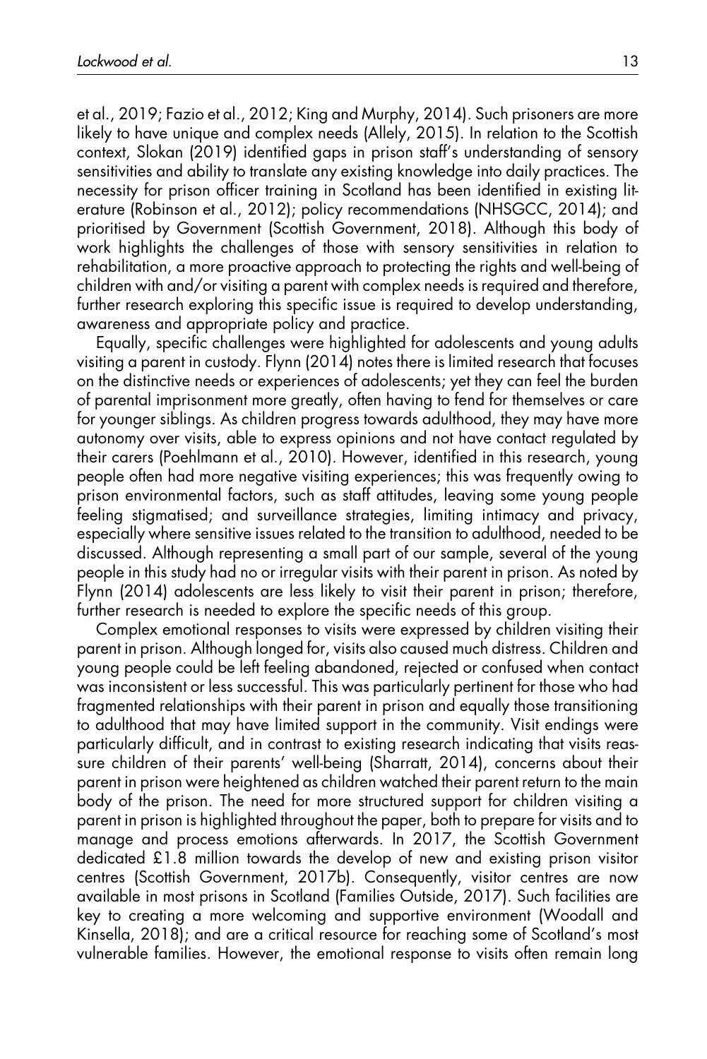et al., 2019; Fazio et al., 2012; King and Murphy, 2014). Such prisoners are more likely to have unique and complex needs (Allely, 2015). In relation to the Scottish context, Slokan (2019) identified gaps in prison staff's understanding of sensory sensitivities and ability to translate any existing knowledge into daily practices. The necessity for prison officer training in Scotland has been identified in existing literature (Robinson et al., 2012); policy recommendations (NHSGCC, 2014); and prioritised by Government (Scottish Government, 2018). Although this body of work highlights the challenges of those with sensory sensitivities in relation to rehabilitation, a more proactive approach to protecting the rights and well-being of children with and/or visiting a parent with complex needs is required and therefore, further research exploring this specific issue is required to develop understanding, awareness and appropriate policy and practice.

Equally, specific challenges were highlighted for adolescents and young adults visiting a parent in custody. Flynn (2014) notes there is limited research that focuses on the distinctive needs or experiences of adolescents; yet they can feel the burden of parental imprisonment more greatly, often having to fend for themselves or care for younger siblings. As children progress towards adulthood, they may have more autonomy over visits, able to express opinions and not have contact regulated by their carers (Poehlmann et al., 2010). However, identified in this research, young people often had more negative visiting experiences; this was frequently owing to prison environmental factors, such as staff attitudes, leaving some young people feeling stigmatised; and surveillance strategies, limiting intimacy and privacy, especially where sensitive issues related to the transition to adulthood, needed to be discussed. Although representing a small part of our sample, several of the young people in this study had no or irregular visits with their parent in prison. As noted by Flynn (2014) adolescents are less likely to visit their parent in prison; therefore, further research is needed to explore the specific needs of this group.

Complex emotional responses to visits were expressed by children visiting their parent in prison. Although longed for, visits also caused much distress. Children and young people could be left feeling abandoned, rejected or confused when contact was inconsistent or less successful. This was particularly pertinent for those who had fragmented relationships with their parent in prison and equally those transitioning to adulthood that may have limited support in the community. Visit endings were particularly difficult, and in contrast to existing research indicating that visits reassure children of their parents' well-being (Sharratt, 2014), concerns about their parent in prison were heightened as children watched their parent return to the main body of the prison. The need for more structured support for children visiting a parent in prison is highlighted throughout the paper, both to prepare for visits and to manage and process emotions afterwards. In 2017, the Scottish Government dedicated £1.8 million towards the develop of new and existing prison visitor centres (Scottish Government, 2017b). Consequently, visitor centres are now available in most prisons in Scotland (Families Outside, 2017). Such facilities are key to creating a more welcoming and supportive environment (Woodall and Kinsella, 2018); and are a critical resource for reaching some of Scotland's most vulnerable families. However, the emotional response to visits often remain long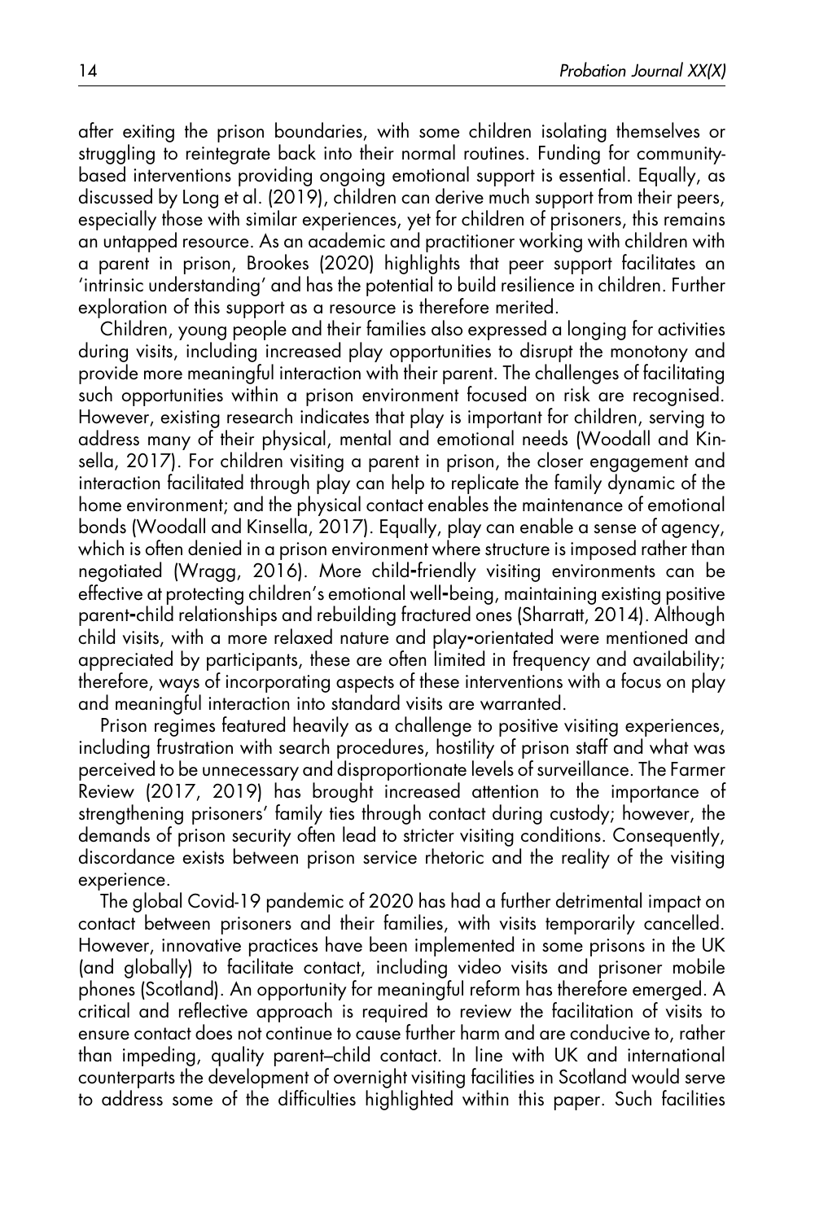after exiting the prison boundaries, with some children isolating themselves or struggling to reintegrate back into their normal routines. Funding for community-based interventions providing ongoing emotional support is essential. Equally, as discussed by Long et al. (2019), children can derive much support from their peers, especially those with similar experiences, yet for children of prisoners, this remains an untapped resource. As an academic and practitioner working with children with a parent in prison, Brookes (2020) highlights that peer support facilitates an 'intrinsic understanding' and has the potential to build resilience in children. Further exploration of this support as a resource is therefore merited.

Children, young people and their families also expressed a longing for activities during visits, including increased play opportunities to disrupt the monotony and provide more meaningful interaction with their parent. The challenges of facilitating such opportunities within a prison environment focused on risk are recognised. However, existing research indicates that play is important for children, serving to address many of their physical, mental and emotional needs (Woodall and Kinsella, 2017). For children visiting a parent in prison, the closer engagement and interaction facilitated through play can help to replicate the family dynamic of the home environment; and the physical contact enables the maintenance of emotional bonds (Woodall and Kinsella, 2017). Equally, play can enable a sense of agency, which is often denied in a prison environment where structure is imposed rather than negotiated (Wragg, 2016). More child-friendly visiting environments can be effective at protecting children's emotional well-being, maintaining existing positive parent-child relationships and rebuilding fractured ones (Sharratt, 2014). Although child visits, with a more relaxed nature and play-orientated were mentioned and appreciated by participants, these are often limited in frequency and availability; therefore, ways of incorporating aspects of these interventions with a focus on play and meaningful interaction into standard visits are warranted.

Prison regimes featured heavily as a challenge to positive visiting experiences, including frustration with search procedures, hostility of prison staff and what was perceived to be unnecessary and disproportionate levels of surveillance. The Farmer Review (2017, 2019) has brought increased attention to the importance of strengthening prisoners' family ties through contact during custody; however, the demands of prison security often lead to stricter visiting conditions. Consequently, discordance exists between prison service rhetoric and the reality of the visiting experience.

The global Covid-19 pandemic of 2020 has had a further detrimental impact on contact between prisoners and their families, with visits temporarily cancelled. However, innovative practices have been implemented in some prisons in the UK (and globally) to facilitate contact, including video visits and prisoner mobile phones (Scotland). An opportunity for meaningful reform has therefore emerged. A critical and reflective approach is required to review the facilitation of visits to ensure contact does not continue to cause further harm and are conducive to, rather than impeding, quality parent–child contact. In line with UK and international counterparts the development of overnight visiting facilities in Scotland would serve to address some of the difficulties highlighted within this paper. Such facilities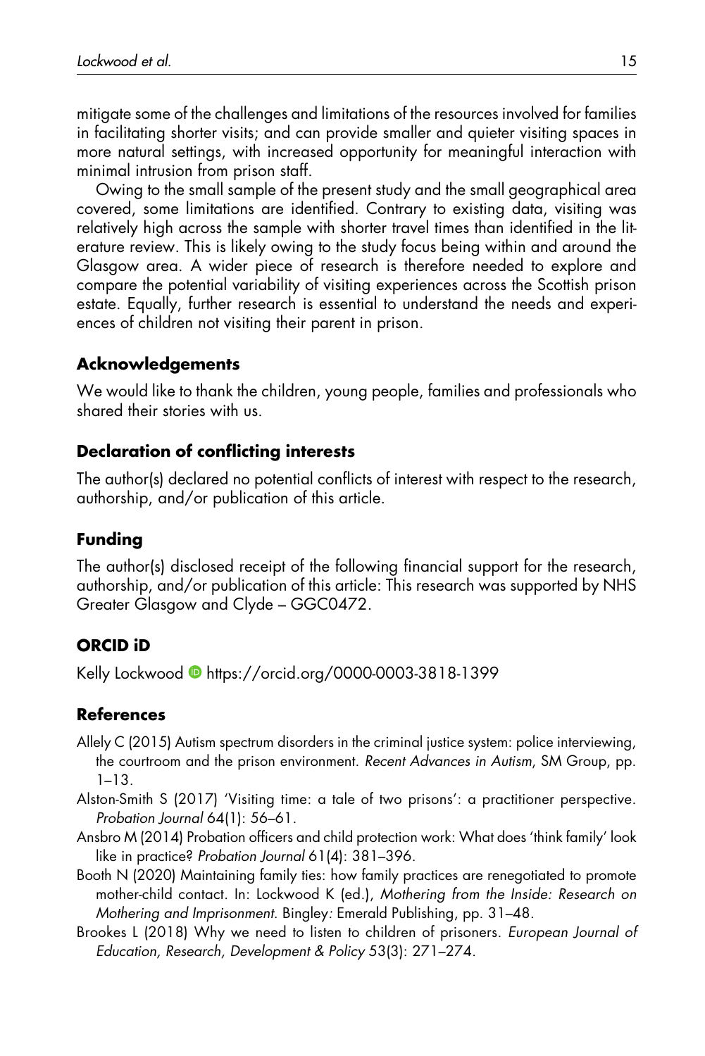mitigate some of the challenges and limitations of the resources involved for families in facilitating shorter visits; and can provide smaller and quieter visiting spaces in more natural settings, with increased opportunity for meaningful interaction with minimal intrusion from prison staff.

Owing to the small sample of the present study and the small geographical area covered, some limitations are identified. Contrary to existing data, visiting was relatively high across the sample with shorter travel times than identified in the literature review. This is likely owing to the study focus being within and around the Glasgow area. A wider piece of research is therefore needed to explore and compare the potential variability of visiting experiences across the Scottish prison estate. Equally, further research is essential to understand the needs and experiences of children not visiting their parent in prison.

## Acknowledgements

We would like to thank the children, young people, families and professionals who shared their stories with us.

## Declaration of conflicting interests

The author(s) declared no potential conflicts of interest with respect to the research, authorship, and/or publication of this article.

## Funding

The author(s) disclosed receipt of the following financial support for the research, authorship, and/or publication of this article: This research was supported by NHS Greater Glasgow and Clyde – GGC0472.

## ORCID iD

Kelly Lockwood https://orcid.org/0000-0003-3818-1399

## References

Allely C (2015) Autism spectrum disorders in the criminal justice system: police interviewing, the courtroom and the prison environment. *Recent Advances in Autism*, SM Group, pp. 1–13.

Alston-Smith S (2017) 'Visiting time: a tale of two prisons': a practitioner perspective. *Probation Journal* 64(1): 56–61.

Ansbro M (2014) Probation officers and child protection work: What does 'think family' look like in practice? *Probation Journal* 61(4): 381–396.

Booth N (2020) Maintaining family ties: how family practices are renegotiated to promote mother-child contact. In: Lockwood K (ed.), *Mothering from the Inside: Research on Mothering and Imprisonment*. Bingley: Emerald Publishing, pp. 31–48.

Brookes L (2018) Why we need to listen to children of prisoners. *European Journal of Education, Research, Development & Policy* 53(3): 271–274.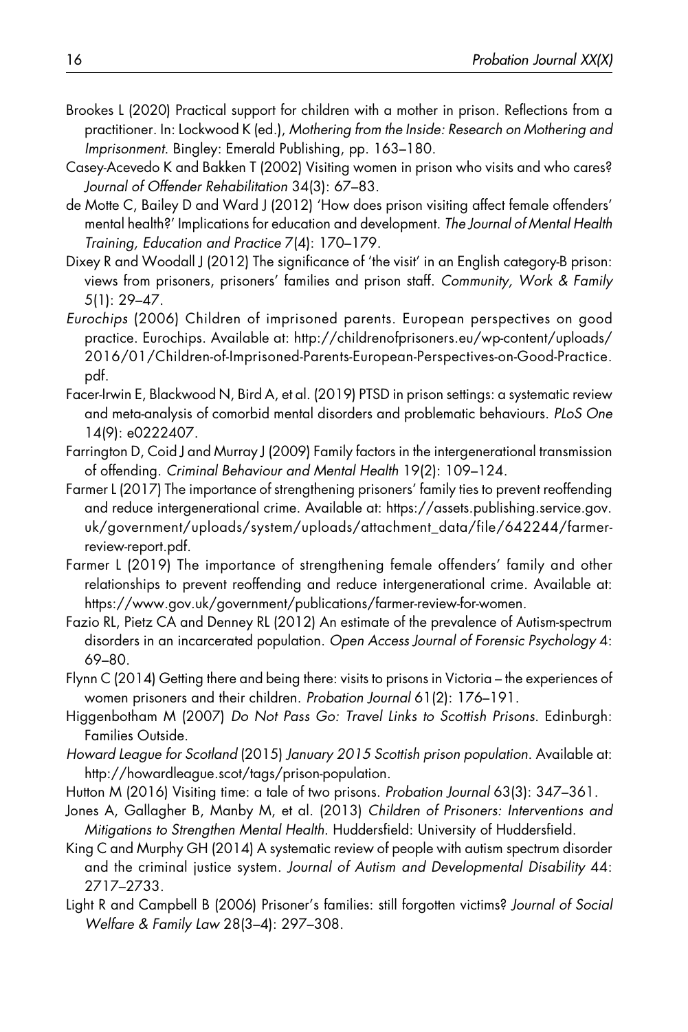Brookes L (2020) Practical support for children with a mother in prison. Reflections from a practitioner. In: Lockwood K (ed.), *Mothering from the Inside: Research on Mothering and Imprisonment*. Bingley: Emerald Publishing, pp. 163–180.

Casey-Acevedo K and Bakken T (2002) Visiting women in prison who visits and who cares? *Journal of Offender Rehabilitation* 34(3): 67–83.

de Motte C, Bailey D and Ward J (2012) 'How does prison visiting affect female offenders' mental health?' Implications for education and development. *The Journal of Mental Health Training, Education and Practice* 7(4): 170–179.

Dixey R and Woodall J (2012) The significance of 'the visit' in an English category-B prison: views from prisoners, prisoners' families and prison staff. *Community, Work & Family* 5(1): 29–47.

*Eurochips* (2006) Children of imprisoned parents. European perspectives on good practice. Eurochips. Available at: http://childrenofprisoners.eu/wp-content/uploads/2016/01/Children-of-Imprisoned-Parents-European-Perspectives-on-Good-Practice.pdf.

Facer-Irwin E, Blackwood N, Bird A, et al. (2019) PTSD in prison settings: a systematic review and meta-analysis of comorbid mental disorders and problematic behaviours. *PLoS One* 14(9): e0222407.

Farrington D, Coid J and Murray J (2009) Family factors in the intergenerational transmission of offending. *Criminal Behaviour and Mental Health* 19(2): 109–124.

Farmer L (2017) The importance of strengthening prisoners' family ties to prevent reoffending and reduce intergenerational crime. Available at: https://assets.publishing.service.gov.uk/government/uploads/system/uploads/attachment_data/file/642244/farmer-review-report.pdf.

Farmer L (2019) The importance of strengthening female offenders' family and other relationships to prevent reoffending and reduce intergenerational crime. Available at: https://www.gov.uk/government/publications/farmer-review-for-women.

Fazio RL, Pietz CA and Denney RL (2012) An estimate of the prevalence of Autism-spectrum disorders in an incarcerated population. *Open Access Journal of Forensic Psychology* 4: 69–80.

Flynn C (2014) Getting there and being there: visits to prisons in Victoria – the experiences of women prisoners and their children. *Probation Journal* 61(2): 176–191.

Higgenbotham M (2007) *Do Not Pass Go: Travel Links to Scottish Prisons*. Edinburgh: Families Outside.

*Howard League for Scotland* (2015) *January 2015 Scottish prison population*. Available at: http://howardleague.scot/tags/prison-population.

Hutton M (2016) Visiting time: a tale of two prisons. *Probation Journal* 63(3): 347–361.

Jones A, Gallagher B, Manby M, et al. (2013) *Children of Prisoners: Interventions and Mitigations to Strengthen Mental Health*. Huddersfield: University of Huddersfield.

King C and Murphy GH (2014) A systematic review of people with autism spectrum disorder and the criminal justice system. *Journal of Autism and Developmental Disability* 44: 2717–2733.

Light R and Campbell B (2006) Prisoner's families: still forgotten victims? *Journal of Social Welfare & Family Law* 28(3–4): 297–308.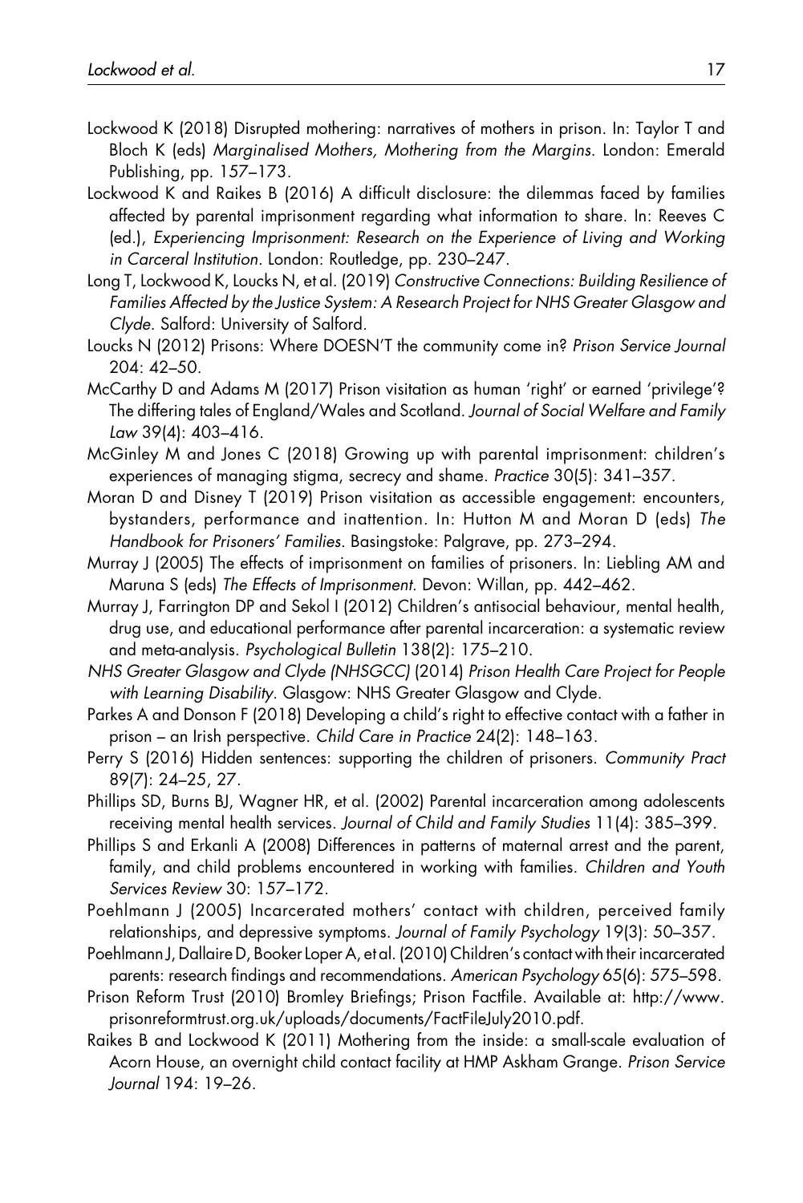Lockwood K (2018) Disrupted mothering: narratives of mothers in prison. In: Taylor T and Bloch K (eds) *Marginalised Mothers, Mothering from the Margins*. London: Emerald Publishing, pp. 157–173.

Lockwood K and Raikes B (2016) A difficult disclosure: the dilemmas faced by families affected by parental imprisonment regarding what information to share. In: Reeves C (ed.), *Experiencing Imprisonment: Research on the Experience of Living and Working in Carceral Institution*. London: Routledge, pp. 230–247.

Long T, Lockwood K, Loucks N, et al. (2019) *Constructive Connections: Building Resilience of Families Affected by the Justice System: A Research Project for NHS Greater Glasgow and Clyde*. Salford: University of Salford.

Loucks N (2012) Prisons: Where DOESN'T the community come in? *Prison Service Journal* 204: 42–50.

McCarthy D and Adams M (2017) Prison visitation as human 'right' or earned 'privilege'? The differing tales of England/Wales and Scotland. *Journal of Social Welfare and Family Law* 39(4): 403–416.

McGinley M and Jones C (2018) Growing up with parental imprisonment: children's experiences of managing stigma, secrecy and shame. *Practice* 30(5): 341–357.

Moran D and Disney T (2019) Prison visitation as accessible engagement: encounters, bystanders, performance and inattention. In: Hutton M and Moran D (eds) *The Handbook for Prisoners' Families*. Basingstoke: Palgrave, pp. 273–294.

Murray J (2005) The effects of imprisonment on families of prisoners. In: Liebling AM and Maruna S (eds) *The Effects of Imprisonment*. Devon: Willan, pp. 442–462.

Murray J, Farrington DP and Sekol I (2012) Children's antisocial behaviour, mental health, drug use, and educational performance after parental incarceration: a systematic review and meta-analysis. *Psychological Bulletin* 138(2): 175–210.

*NHS Greater Glasgow and Clyde (NHSGCC)* (2014) *Prison Health Care Project for People with Learning Disability*. Glasgow: NHS Greater Glasgow and Clyde.

Parkes A and Donson F (2018) Developing a child's right to effective contact with a father in prison – an Irish perspective. *Child Care in Practice* 24(2): 148–163.

Perry S (2016) Hidden sentences: supporting the children of prisoners. *Community Pract* 89(7): 24–25, 27.

Phillips SD, Burns BJ, Wagner HR, et al. (2002) Parental incarceration among adolescents receiving mental health services. *Journal of Child and Family Studies* 11(4): 385–399.

Phillips S and Erkanli A (2008) Differences in patterns of maternal arrest and the parent, family, and child problems encountered in working with families. *Children and Youth Services Review* 30: 157–172.

Poehlmann J (2005) Incarcerated mothers' contact with children, perceived family relationships, and depressive symptoms. *Journal of Family Psychology* 19(3): 50–357.

Poehlmann J, Dallaire D, Booker Loper A, et al. (2010) Children's contact with their incarcerated parents: research findings and recommendations. *American Psychology* 65(6): 575–598.

Prison Reform Trust (2010) Bromley Briefings; Prison Factfile. Available at: http://www.prisonreformtrust.org.uk/uploads/documents/FactFileJuly2010.pdf.

Raikes B and Lockwood K (2011) Mothering from the inside: a small-scale evaluation of Acorn House, an overnight child contact facility at HMP Askham Grange. *Prison Service Journal* 194: 19–26.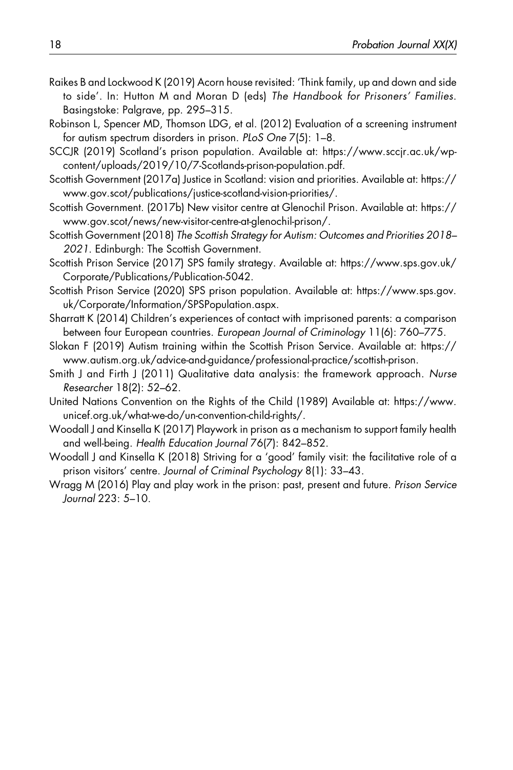Raikes B and Lockwood K (2019) Acorn house revisited: 'Think family, up and down and side to side'. In: Hutton M and Moran D (eds) *The Handbook for Prisoners' Families*. Basingstoke: Palgrave, pp. 295–315.

Robinson L, Spencer MD, Thomson LDG, et al. (2012) Evaluation of a screening instrument for autism spectrum disorders in prison. *PLoS One* 7(5): 1–8.

SCCJR (2019) Scotland's prison population. Available at: https://www.sccjr.ac.uk/wp-content/uploads/2019/10/7-Scotlands-prison-population.pdf.

Scottish Government (2017a) Justice in Scotland: vision and priorities. Available at: https://www.gov.scot/publications/justice-scotland-vision-priorities/.

Scottish Government. (2017b) New visitor centre at Glenochil Prison. Available at: https://www.gov.scot/news/new-visitor-centre-at-glenochil-prison/.

Scottish Government (2018) *The Scottish Strategy for Autism: Outcomes and Priorities 2018–2021*. Edinburgh: The Scottish Government.

Scottish Prison Service (2017) SPS family strategy. Available at: https://www.sps.gov.uk/Corporate/Publications/Publication-5042.

Scottish Prison Service (2020) SPS prison population. Available at: https://www.sps.gov.uk/Corporate/Information/SPSPopulation.aspx.

Sharratt K (2014) Children's experiences of contact with imprisoned parents: a comparison between four European countries. *European Journal of Criminology* 11(6): 760–775.

Slokan F (2019) Autism training within the Scottish Prison Service. Available at: https://www.autism.org.uk/advice-and-guidance/professional-practice/scottish-prison.

Smith J and Firth J (2011) Qualitative data analysis: the framework approach. *Nurse Researcher* 18(2): 52–62.

United Nations Convention on the Rights of the Child (1989) Available at: https://www.unicef.org.uk/what-we-do/un-convention-child-rights/.

Woodall J and Kinsella K (2017) Playwork in prison as a mechanism to support family health and well-being. *Health Education Journal* 76(7): 842–852.

Woodall J and Kinsella K (2018) Striving for a 'good' family visit: the facilitative role of a prison visitors' centre. *Journal of Criminal Psychology* 8(1): 33–43.

Wragg M (2016) Play and play work in the prison: past, present and future. *Prison Service Journal* 223: 5–10.